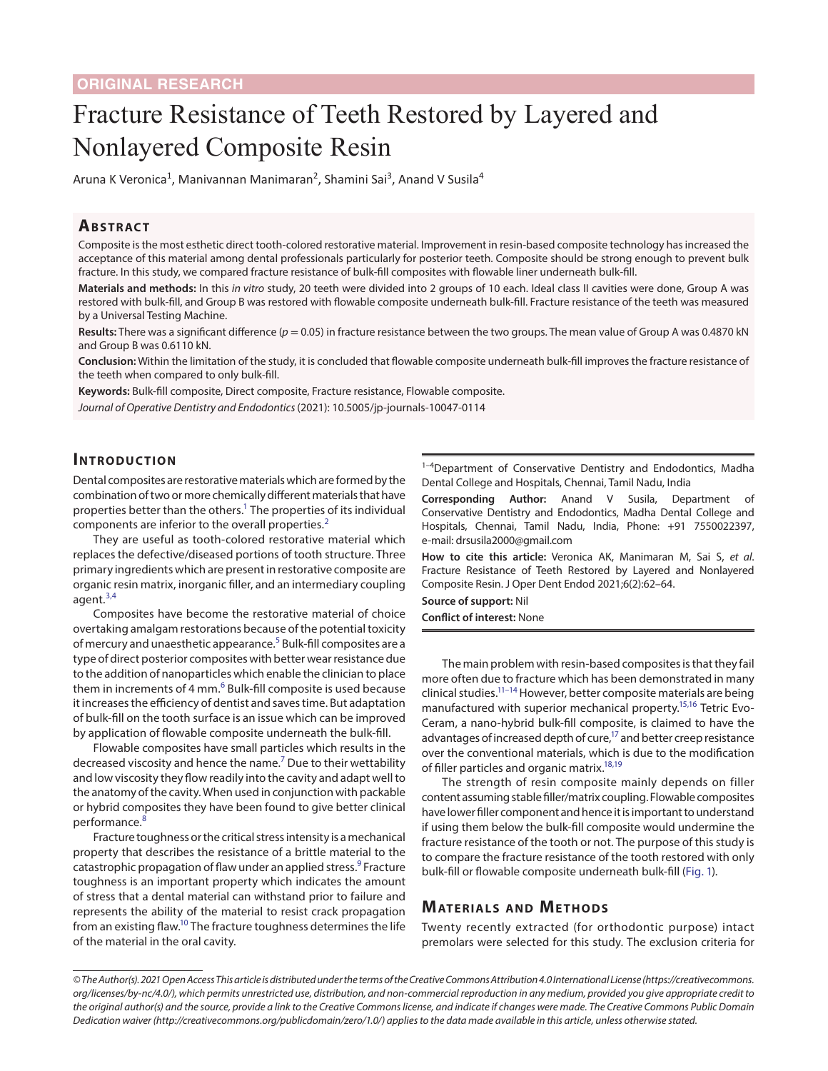ORIGINAL RESEARCH

# Fracture Resistance of Teeth Restored by Layered and Nonlayered Composite Resin

Aruna K Veronica[1], Manivannan Manimaran[2], Shamini Sai[3], Anand V Susila[4]

## Abstract

Composite is the most esthetic direct tooth-colored restorative material. Improvement in resin-based composite technology has increased the acceptance of this material among dental professionals particularly for posterior teeth. Composite should be strong enough to prevent bulk fracture. In this study, we compared fracture resistance of bulk-fill composites with flowable liner underneath bulk-fill.

**Materials and methods:** In this *in vitro* study, 20 teeth were divided into 2 groups of 10 each. Ideal class II cavities were done, Group A was restored with bulk-fill, and Group B was restored with flowable composite underneath bulk-fill. Fracture resistance of the teeth was measured by a Universal Testing Machine.

**Results:** There was a significant difference ($p = 0.05$) in fracture resistance between the two groups. The mean value of Group A was 0.4870 kN and Group B was 0.6110 kN.

**Conclusion:** Within the limitation of the study, it is concluded that flowable composite underneath bulk-fill improves the fracture resistance of the teeth when compared to only bulk-fill.

**Keywords:** Bulk-fill composite, Direct composite, Fracture resistance, Flowable composite.

*Journal of Operative Dentistry and Endodontics* (2021): 10.5005/jp-journals-10047-0114

## Introduction

Dental composites are restorative materials which are formed by the combination of two or more chemically different materials that have properties better than the others.[1] The properties of its individual components are inferior to the overall properties.[2]

They are useful as tooth-colored restorative material which replaces the defective/diseased portions of tooth structure. Three primary ingredients which are present in restorative composite are organic resin matrix, inorganic filler, and an intermediary coupling agent.[3,4]

Composites have become the restorative material of choice overtaking amalgam restorations because of the potential toxicity of mercury and unaesthetic appearance.[5] Bulk-fill composites are a type of direct posterior composites with better wear resistance due to the addition of nanoparticles which enable the clinician to place them in increments of 4 mm.[6] Bulk-fill composite is used because it increases the efficiency of dentist and saves time. But adaptation of bulk-fill on the tooth surface is an issue which can be improved by application of flowable composite underneath the bulk-fill.

Flowable composites have small particles which results in the decreased viscosity and hence the name.[7] Due to their wettability and low viscosity they flow readily into the cavity and adapt well to the anatomy of the cavity. When used in conjunction with packable or hybrid composites they have been found to give better clinical performance.[8]

Fracture toughness or the critical stress intensity is a mechanical property that describes the resistance of a brittle material to the catastrophic propagation of flaw under an applied stress.[9] Fracture toughness is an important property which indicates the amount of stress that a dental material can withstand prior to failure and represents the ability of the material to resist crack propagation from an existing flaw.[10] The fracture toughness determines the life of the material in the oral cavity.

[1–4]Department of Conservative Dentistry and Endodontics, Madha Dental College and Hospitals, Chennai, Tamil Nadu, India

**Corresponding Author:** Anand V Susila, Department of Conservative Dentistry and Endodontics, Madha Dental College and Hospitals, Chennai, India, Phone: +91 7550022397, e-mail: drsusila2000@gmail.com

**How to cite this article:** Veronica AK, Manimaran M, Sai S, *et al.* Fracture Resistance of Teeth Restored by Layered and Nonlayered Composite Resin. J Oper Dent Endod 2021;6(2):62–64.

**Source of support:** Nil

**Conflict of interest:** None

The main problem with resin-based composites is that they fail more often due to fracture which has been demonstrated in many clinical studies.[11–14] However, better composite materials are being manufactured with superior mechanical property.[15,16] Tetric Evo-Ceram, a nano-hybrid bulk-fill composite, is claimed to have the advantages of increased depth of cure,[17] and better creep resistance over the conventional materials, which is due to the modification of filler particles and organic matrix.[18,19]

The strength of resin composite mainly depends on filler content assuming stable filler/matrix coupling. Flowable composites have lower filler component and hence it is important to understand if using them below the bulk-fill composite would undermine the fracture resistance of the tooth or not. The purpose of this study is to compare the fracture resistance of the tooth restored with only bulk-fill or flowable composite underneath bulk-fill (Fig. 1).

## Materials and Methods

Twenty recently extracted (for orthodontic purpose) intact premolars were selected for this study. The exclusion criteria for

*© The Author(s). 2021 Open Access This article is distributed under the terms of the Creative Commons Attribution 4.0 International License (https://creativecommons.org/licenses/by-nc/4.0/), which permits unrestricted use, distribution, and non-commercial reproduction in any medium, provided you give appropriate credit to the original author(s) and the source, provide a link to the Creative Commons license, and indicate if changes were made. The Creative Commons Public Domain Dedication waiver (http://creativecommons.org/publicdomain/zero/1.0/) applies to the data made available in this article, unless otherwise stated.*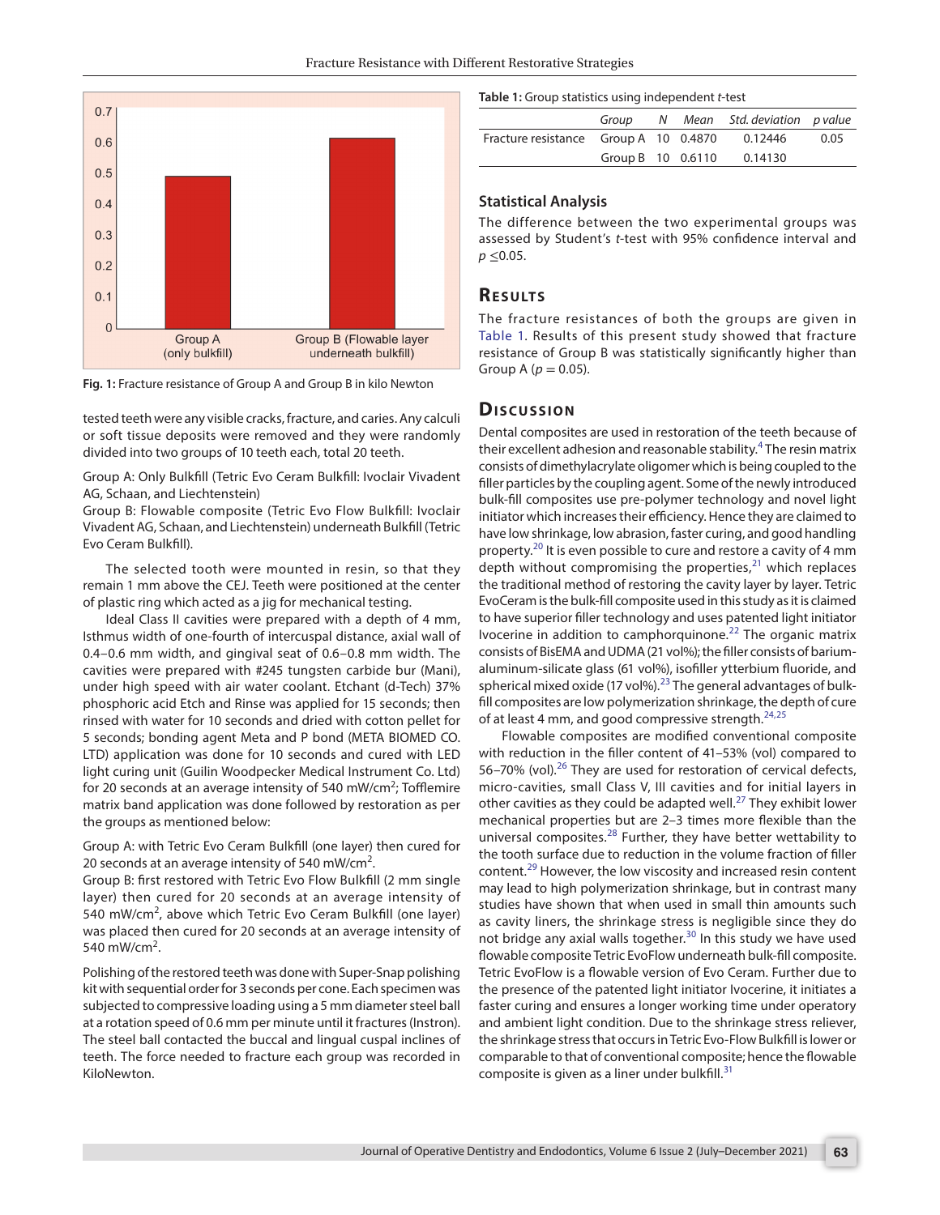Fig. 1: Fracture resistance of Group A and Group B in kilo Newton

tested teeth were any visible cracks, fracture, and caries. Any calculi or soft tissue deposits were removed and they were randomly divided into two groups of 10 teeth each, total 20 teeth.

Group A: Only Bulkfill (Tetric Evo Ceram Bulkfill: Ivoclair Vivadent AG, Schaan, and Liechtenstein)
Group B: Flowable composite (Tetric Evo Flow Bulkfill: Ivoclair Vivadent AG, Schaan, and Liechtenstein) underneath Bulkfill (Tetric Evo Ceram Bulkfill).

The selected tooth were mounted in resin, so that they remain 1 mm above the CEJ. Teeth were positioned at the center of plastic ring which acted as a jig for mechanical testing.

Ideal Class II cavities were prepared with a depth of 4 mm, Isthmus width of one-fourth of intercuspal distance, axial wall of 0.4–0.6 mm width, and gingival seat of 0.6–0.8 mm width. The cavities were prepared with #245 tungsten carbide bur (Mani), under high speed with air water coolant. Etchant (d-Tech) 37% phosphoric acid Etch and Rinse was applied for 15 seconds; then rinsed with water for 10 seconds and dried with cotton pellet for 5 seconds; bonding agent Meta and P bond (META BIOMED CO. LTD) application was done for 10 seconds and cured with LED light curing unit (Guilin Woodpecker Medical Instrument Co. Ltd) for 20 seconds at an average intensity of 540 mW/cm$^2$; Tofflemire matrix band application was done followed by restoration as per the groups as mentioned below:

Group A: with Tetric Evo Ceram Bulkfill (one layer) then cured for 20 seconds at an average intensity of 540 mW/cm$^2$.
Group B: first restored with Tetric Evo Flow Bulkfill (2 mm single layer) then cured for 20 seconds at an average intensity of 540 mW/cm$^2$, above which Tetric Evo Ceram Bulkfill (one layer) was placed then cured for 20 seconds at an average intensity of 540 mW/cm$^2$.

Polishing of the restored teeth was done with Super-Snap polishing kit with sequential order for 3 seconds per cone. Each specimen was subjected to compressive loading using a 5 mm diameter steel ball at a rotation speed of 0.6 mm per minute until it fractures (Instron). The steel ball contacted the buccal and lingual cuspal inclines of teeth. The force needed to fracture each group was recorded in KiloNewton.

**Table 1:** Group statistics using independent *t*-test

| | *Group* | *N* | *Mean* | *Std. deviation* | *p value* |
|---|---|---|---|---|---|
| Fracture resistance | Group A | 10 | 0.4870 | 0.12446 | 0.05 |
| | Group B | 10 | 0.6110 | 0.14130 | |

### Statistical Analysis

The difference between the two experimental groups was assessed by Student's *t*-test with 95% confidence interval and $p \leq 0.05$.

## Results

The fracture resistances of both the groups are given in Table 1. Results of this present study showed that fracture resistance of Group B was statistically significantly higher than Group A ($p = 0.05$).

## Discussion

Dental composites are used in restoration of the teeth because of their excellent adhesion and reasonable stability.[4] The resin matrix consists of dimethylacrylate oligomer which is being coupled to the filler particles by the coupling agent. Some of the newly introduced bulk-fill composites use pre-polymer technology and novel light initiator which increases their efficiency. Hence they are claimed to have low shrinkage, low abrasion, faster curing, and good handling property.[20] It is even possible to cure and restore a cavity of 4 mm depth without compromising the properties,[21] which replaces the traditional method of restoring the cavity layer by layer. Tetric EvoCeram is the bulk-fill composite used in this study as it is claimed to have superior filler technology and uses patented light initiator Ivocerine in addition to camphorquinone.[22] The organic matrix consists of BisEMA and UDMA (21 vol%); the filler consists of barium-aluminum-silicate glass (61 vol%), isofiller ytterbium fluoride, and spherical mixed oxide (17 vol%).[23] The general advantages of bulk-fill composites are low polymerization shrinkage, the depth of cure of at least 4 mm, and good compressive strength.[24,25]

Flowable composites are modified conventional composite with reduction in the filler content of 41–53% (vol) compared to 56–70% (vol).[26] They are used for restoration of cervical defects, micro-cavities, small Class V, III cavities and for initial layers in other cavities as they could be adapted well.[27] They exhibit lower mechanical properties but are 2–3 times more flexible than the universal composites.[28] Further, they have better wettability to the tooth surface due to reduction in the volume fraction of filler content.[29] However, the low viscosity and increased resin content may lead to high polymerization shrinkage, but in contrast many studies have shown that when used in small thin amounts such as cavity liners, the shrinkage stress is negligible since they do not bridge any axial walls together.[30] In this study we have used flowable composite Tetric EvoFlow underneath bulk-fill composite. Tetric EvoFlow is a flowable version of Evo Ceram. Further due to the presence of the patented light initiator Ivocerine, it initiates a faster curing and ensures a longer working time under operatory and ambient light condition. Due to the shrinkage stress reliever, the shrinkage stress that occurs in Tetric Evo-Flow Bulkfill is lower or comparable to that of conventional composite; hence the flowable composite is given as a liner under bulkfill.[31]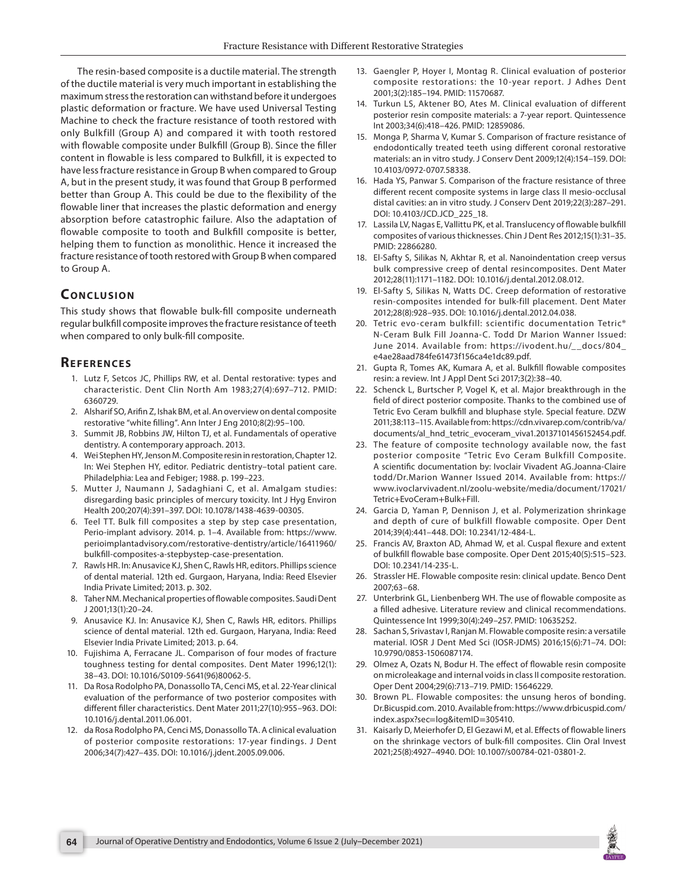The resin-based composite is a ductile material. The strength of the ductile material is very much important in establishing the maximum stress the restoration can withstand before it undergoes plastic deformation or fracture. We have used Universal Testing Machine to check the fracture resistance of tooth restored with only Bulkfill (Group A) and compared it with tooth restored with flowable composite under Bulkfill (Group B). Since the filler content in flowable is less compared to Bulkfill, it is expected to have less fracture resistance in Group B when compared to Group A, but in the present study, it was found that Group B performed better than Group A. This could be due to the flexibility of the flowable liner that increases the plastic deformation and energy absorption before catastrophic failure. Also the adaptation of flowable composite to tooth and Bulkfill composite is better, helping them to function as monolithic. Hence it increased the fracture resistance of tooth restored with Group B when compared to Group A.

## Conclusion

This study shows that flowable bulk-fill composite underneath regular bulkfill composite improves the fracture resistance of teeth when compared to only bulk-fill composite.

## References

1. Lutz F, Setcos JC, Phillips RW, et al. Dental restorative: types and characteristic. Dent Clin North Am 1983;27(4):697–712. PMID: 6360729.
2. Alsharif SO, Arifin Z, Ishak BM, et al. An overview on dental composite restorative "white filling". Ann Inter J Eng 2010;8(2):95–100.
3. Summit JB, Robbins JW, Hilton TJ, et al. Fundamentals of operative dentistry. A contemporary approach. 2013.
4. Wei Stephen HY, Jenson M. Composite resin in restoration, Chapter 12. In: Wei Stephen HY, editor. Pediatric dentistry–total patient care. Philadelphia: Lea and Febiger; 1988. p. 199–223.
5. Mutter J, Naumann J, Sadaghiani C, et al. Amalgam studies: disregarding basic principles of mercury toxicity. Int J Hyg Environ Health 200;207(4):391–397. DOI: 10.1078/1438-4639-00305.
6. Teel TT. Bulk fill composites a step by step case presentation, Perio-implant advisory. 2014. p. 1–4. Available from: https://www.perioimplantadvisory.com/restorative-dentistry/article/16411960/bulkfill-composites-a-stepbystep-case-presentation.
7. Rawls HR. In: Anusavice KJ, Shen C, Rawls HR, editors. Phillips science of dental material. 12th ed. Gurgaon, Haryana, India: Reed Elsevier India Private Limited; 2013. p. 302.
8. Taher NM. Mechanical properties of flowable composites. Saudi Dent J 2001;13(1):20–24.
9. Anusavice KJ. In: Anusavice KJ, Shen C, Rawls HR, editors. Phillips science of dental material. 12th ed. Gurgaon, Haryana, India: Reed Elsevier India Private Limited; 2013. p. 64.
10. Fujishima A, Ferracane JL. Comparison of four modes of fracture toughness testing for dental composites. Dent Mater 1996;12(1): 38–43. DOI: 10.1016/S0109-5641(96)80062-5.
11. Da Rosa Rodolpho PA, Donassollo TA, Cenci MS, et al. 22-Year clinical evaluation of the performance of two posterior composites with different filler characteristics. Dent Mater 2011;27(10):955–963. DOI: 10.1016/j.dental.2011.06.001.
12. da Rosa Rodolpho PA, Cenci MS, Donassollo TA. A clinical evaluation of posterior composite restorations: 17-year findings. J Dent 2006;34(7):427–435. DOI: 10.1016/j.jdent.2005.09.006.
13. Gaengler P, Hoyer I, Montag R. Clinical evaluation of posterior composite restorations: the 10-year report. J Adhes Dent 2001;3(2):185–194. PMID: 11570687.
14. Turkun LS, Aktener BO, Ates M. Clinical evaluation of different posterior resin composite materials: a 7-year report. Quintessence Int 2003;34(6):418–426. PMID: 12859086.
15. Monga P, Sharma V, Kumar S. Comparison of fracture resistance of endodontically treated teeth using different coronal restorative materials: an in vitro study. J Conserv Dent 2009;12(4):154–159. DOI: 10.4103/0972-0707.58338.
16. Hada YS, Panwar S. Comparison of the fracture resistance of three different recent composite systems in large class II mesio-occlusal distal cavities: an in vitro study. J Conserv Dent 2019;22(3):287–291. DOI: 10.4103/JCD.JCD_225_18.
17. Lassila LV, Nagas E, Vallittu PK, et al. Translucency of flowable bulkfill composites of various thicknesses. Chin J Dent Res 2012;15(1):31–35. PMID: 22866280.
18. El-Safty S, Silikas N, Akhtar R, et al. Nanoindentation creep versus bulk compressive creep of dental resincomposites. Dent Mater 2012;28(11):1171–1182. DOI: 10.1016/j.dental.2012.08.012.
19. El-Safty S, Silikas N, Watts DC. Creep deformation of restorative resin-composites intended for bulk-fill placement. Dent Mater 2012;28(8):928–935. DOI: 10.1016/j.dental.2012.04.038.
20. Tetric evo-ceram bulkfill: scientific documentation Tetric® N-Ceram Bulk Fill Joanna-C. Todd Dr Marion Wanner Issued: June 2014. Available from: https://ivodent.hu/__docs/804_e4ae28aad784fe61473f156ca4e1dc89.pdf.
21. Gupta R, Tomes AK, Kumara A, et al. Bulkfill flowable composites resin: a review. Int J Appl Dent Sci 2017;3(2):38–40.
22. Schenck L, Burtscher P, Vogel K, et al. Major breakthrough in the field of direct posterior composite. Thanks to the combined use of Tetric Evo Ceram bulkfill and bluphase style. Special feature. DZW 2011;38:113–115. Available from: https://cdn.vivarep.com/contrib/va/documents/al_hnd_tetric_evoceram_viva1.20137101456152454.pdf.
23. The feature of composite technology available now, the fast posterior composite "Tetric Evo Ceram Bulkfill Composite. A scientific documentation by: Ivoclair Vivadent AG.Joanna-Claire todd/Dr.Marion Wanner Issued 2014. Available from: https://www.ivoclarvivadent.nl/zoolu-website/media/document/17021/Tetric+EvoCeram+Bulk+Fill.
24. Garcia D, Yaman P, Dennison J, et al. Polymerization shrinkage and depth of cure of bulkfill flowable composite. Oper Dent 2014;39(4):441–448. DOI: 10.2341/12-484-L.
25. Francis AV, Braxton AD, Ahmad W, et al. Cuspal flexure and extent of bulkfill flowable base composite. Oper Dent 2015;40(5):515–523. DOI: 10.2341/14-235-L.
26. Strassler HE. Flowable composite resin: clinical update. Benco Dent 2007;63–68.
27. Unterbrink GL, Lienbenberg WH. The use of flowable composite as a filled adhesive. Literature review and clinical recommendations. Quintessence Int 1999;30(4):249–257. PMID: 10635252.
28. Sachan S, Srivastav I, Ranjan M. Flowable composite resin: a versatile material. IOSR J Dent Med Sci (IOSR-JDMS) 2016;15(6):71–74. DOI: 10.9790/0853-1506087174.
29. Olmez A, Ozats N, Bodur H. The effect of flowable resin composite on microleakage and internal voids in class II composite restoration. Oper Dent 2004;29(6):713–719. PMID: 15646229.
30. Brown PL. Flowable composites: the unsung heros of bonding. Dr.Bicuspid.com. 2010. Available from: https://www.drbicuspid.com/index.aspx?sec=log&itemID=305410.
31. Kaisarly D, Meierhofer D, El Gezawi M, et al. Effects of flowable liners on the shrinkage vectors of bulk-fill composites. Clin Oral Invest 2021;25(8):4927–4940. DOI: 10.1007/s00784-021-03801-2.